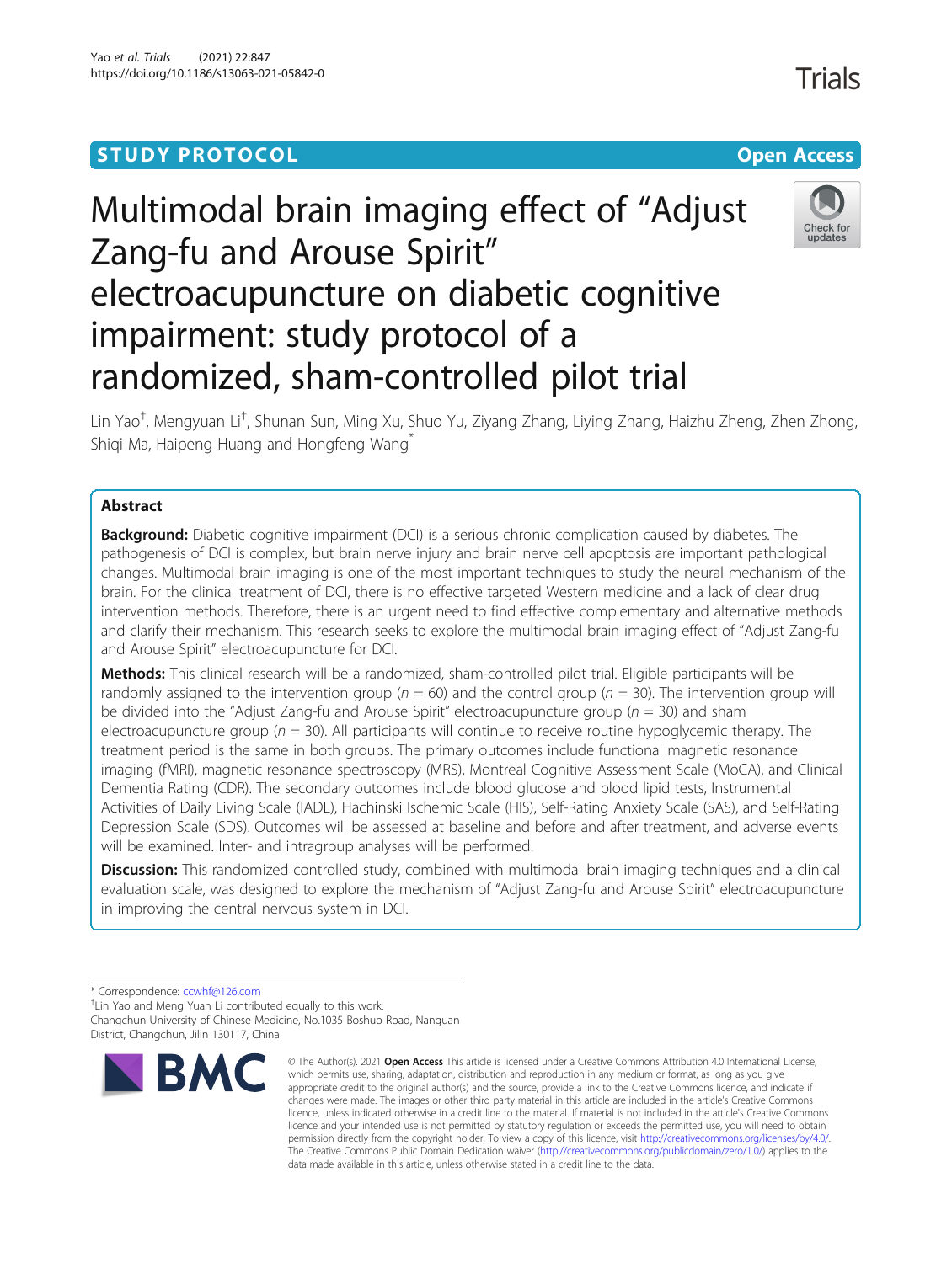STUDY PROTOCOL

Open Access

# Multimodal brain imaging effect of "Adjust Zang-fu and Arouse Spirit" electroacupuncture on diabetic cognitive impairment: study protocol of a randomized, sham-controlled pilot trial

Lin Yao[†], Mengyuan Li[†], Shunan Sun, Ming Xu, Shuo Yu, Ziyang Zhang, Liying Zhang, Haizhu Zheng, Zhen Zhong, Shiqi Ma, Haipeng Huang and Hongfeng Wang[*]

## Abstract

**Background:** Diabetic cognitive impairment (DCI) is a serious chronic complication caused by diabetes. The pathogenesis of DCI is complex, but brain nerve injury and brain nerve cell apoptosis are important pathological changes. Multimodal brain imaging is one of the most important techniques to study the neural mechanism of the brain. For the clinical treatment of DCI, there is no effective targeted Western medicine and a lack of clear drug intervention methods. Therefore, there is an urgent need to find effective complementary and alternative methods and clarify their mechanism. This research seeks to explore the multimodal brain imaging effect of "Adjust Zang-fu and Arouse Spirit" electroacupuncture for DCI.

**Methods:** This clinical research will be a randomized, sham-controlled pilot trial. Eligible participants will be randomly assigned to the intervention group ($n$ = 60) and the control group ($n$ = 30). The intervention group will be divided into the "Adjust Zang-fu and Arouse Spirit" electroacupuncture group ($n$ = 30) and sham electroacupuncture group ($n$ = 30). All participants will continue to receive routine hypoglycemic therapy. The treatment period is the same in both groups. The primary outcomes include functional magnetic resonance imaging (fMRI), magnetic resonance spectroscopy (MRS), Montreal Cognitive Assessment Scale (MoCA), and Clinical Dementia Rating (CDR). The secondary outcomes include blood glucose and blood lipid tests, Instrumental Activities of Daily Living Scale (IADL), Hachinski Ischemic Scale (HIS), Self-Rating Anxiety Scale (SAS), and Self-Rating Depression Scale (SDS). Outcomes will be assessed at baseline and before and after treatment, and adverse events will be examined. Inter- and intragroup analyses will be performed.

**Discussion:** This randomized controlled study, combined with multimodal brain imaging techniques and a clinical evaluation scale, was designed to explore the mechanism of "Adjust Zang-fu and Arouse Spirit" electroacupuncture in improving the central nervous system in DCI.

\* Correspondence: ccwhf@126.com
[†]Lin Yao and Meng Yuan Li contributed equally to this work.
Changchun University of Chinese Medicine, No.1035 Boshuo Road, Nanguan District, Changchun, Jilin 130117, China

© The Author(s). 2021 **Open Access** This article is licensed under a Creative Commons Attribution 4.0 International License, which permits use, sharing, adaptation, distribution and reproduction in any medium or format, as long as you give appropriate credit to the original author(s) and the source, provide a link to the Creative Commons licence, and indicate if changes were made. The images or other third party material in this article are included in the article's Creative Commons licence, unless indicated otherwise in a credit line to the material. If material is not included in the article's Creative Commons licence and your intended use is not permitted by statutory regulation or exceeds the permitted use, you will need to obtain permission directly from the copyright holder. To view a copy of this licence, visit http://creativecommons.org/licenses/by/4.0/. The Creative Commons Public Domain Dedication waiver (http://creativecommons.org/publicdomain/zero/1.0/) applies to the data made available in this article, unless otherwise stated in a credit line to the data.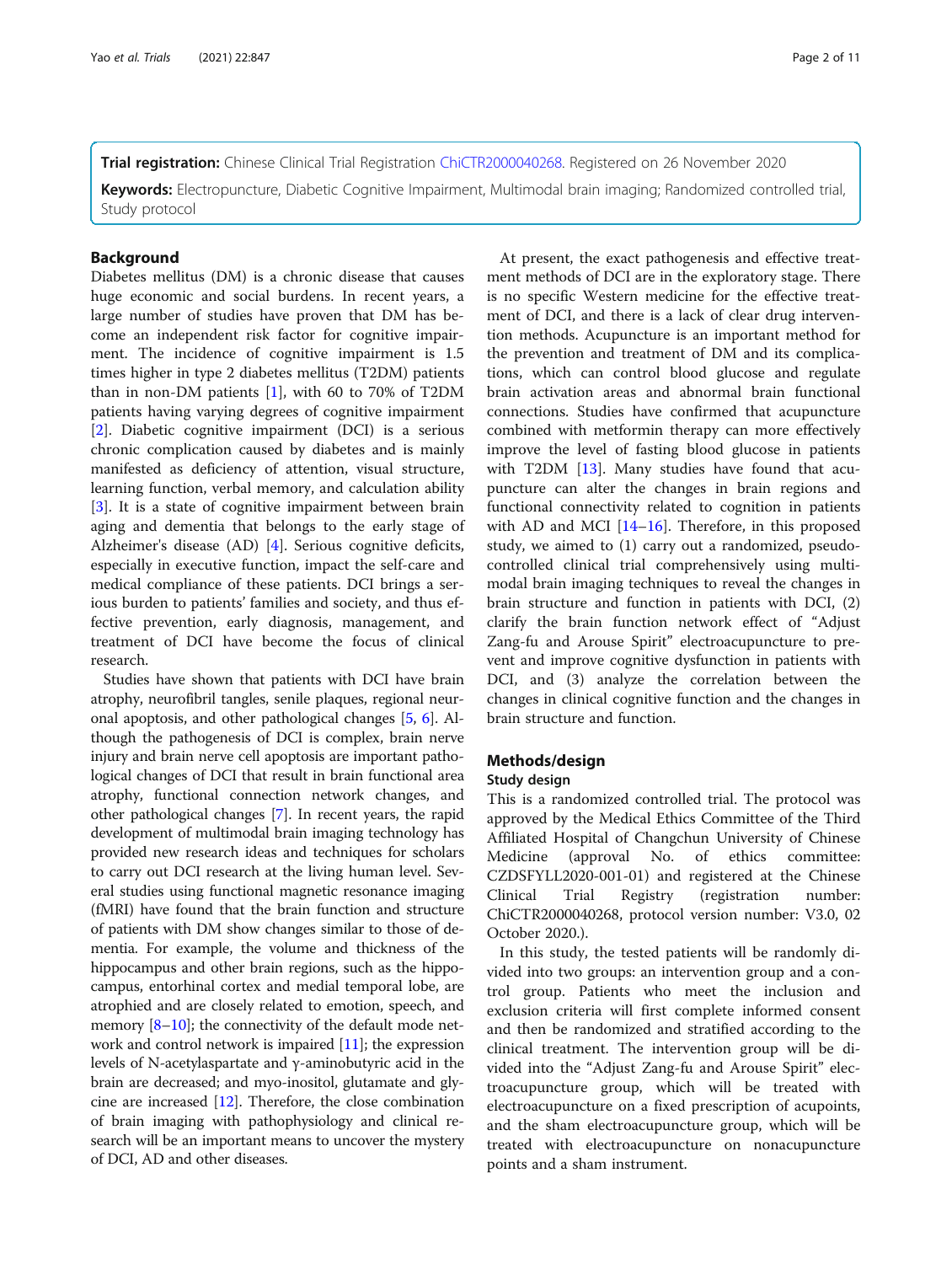**Trial registration:** Chinese Clinical Trial Registration ChiCTR2000040268. Registered on 26 November 2020

**Keywords:** Electropuncture, Diabetic Cognitive Impairment, Multimodal brain imaging; Randomized controlled trial, Study protocol

## Background

Diabetes mellitus (DM) is a chronic disease that causes huge economic and social burdens. In recent years, a large number of studies have proven that DM has become an independent risk factor for cognitive impairment. The incidence of cognitive impairment is 1.5 times higher in type 2 diabetes mellitus (T2DM) patients than in non-DM patients [1], with 60 to 70% of T2DM patients having varying degrees of cognitive impairment [2]. Diabetic cognitive impairment (DCI) is a serious chronic complication caused by diabetes and is mainly manifested as deficiency of attention, visual structure, learning function, verbal memory, and calculation ability [3]. It is a state of cognitive impairment between brain aging and dementia that belongs to the early stage of Alzheimer's disease (AD) [4]. Serious cognitive deficits, especially in executive function, impact the self-care and medical compliance of these patients. DCI brings a serious burden to patients' families and society, and thus effective prevention, early diagnosis, management, and treatment of DCI have become the focus of clinical research.

Studies have shown that patients with DCI have brain atrophy, neurofibril tangles, senile plaques, regional neuronal apoptosis, and other pathological changes [5, 6]. Although the pathogenesis of DCI is complex, brain nerve injury and brain nerve cell apoptosis are important pathological changes of DCI that result in brain functional area atrophy, functional connection network changes, and other pathological changes [7]. In recent years, the rapid development of multimodal brain imaging technology has provided new research ideas and techniques for scholars to carry out DCI research at the living human level. Several studies using functional magnetic resonance imaging (fMRI) have found that the brain function and structure of patients with DM show changes similar to those of dementia. For example, the volume and thickness of the hippocampus and other brain regions, such as the hippocampus, entorhinal cortex and medial temporal lobe, are atrophied and are closely related to emotion, speech, and memory [8–10]; the connectivity of the default mode network and control network is impaired [11]; the expression levels of N-acetylaspartate and γ-aminobutyric acid in the brain are decreased; and myo-inositol, glutamate and glycine are increased [12]. Therefore, the close combination of brain imaging with pathophysiology and clinical research will be an important means to uncover the mystery of DCI, AD and other diseases.

At present, the exact pathogenesis and effective treatment methods of DCI are in the exploratory stage. There is no specific Western medicine for the effective treatment of DCI, and there is a lack of clear drug intervention methods. Acupuncture is an important method for the prevention and treatment of DM and its complications, which can control blood glucose and regulate brain activation areas and abnormal brain functional connections. Studies have confirmed that acupuncture combined with metformin therapy can more effectively improve the level of fasting blood glucose in patients with T2DM [13]. Many studies have found that acupuncture can alter the changes in brain regions and functional connectivity related to cognition in patients with AD and MCI [14–16]. Therefore, in this proposed study, we aimed to (1) carry out a randomized, pseudo-controlled clinical trial comprehensively using multimodal brain imaging techniques to reveal the changes in brain structure and function in patients with DCI, (2) clarify the brain function network effect of "Adjust Zang-fu and Arouse Spirit" electroacupuncture to prevent and improve cognitive dysfunction in patients with DCI, and (3) analyze the correlation between the changes in clinical cognitive function and the changes in brain structure and function.

## Methods/design

### Study design

This is a randomized controlled trial. The protocol was approved by the Medical Ethics Committee of the Third Affiliated Hospital of Changchun University of Chinese Medicine (approval No. of ethics committee: CZDSFYLL2020-001-01) and registered at the Chinese Clinical Trial Registry (registration number: ChiCTR2000040268, protocol version number: V3.0, 02 October 2020.).

In this study, the tested patients will be randomly divided into two groups: an intervention group and a control group. Patients who meet the inclusion and exclusion criteria will first complete informed consent and then be randomized and stratified according to the clinical treatment. The intervention group will be divided into the "Adjust Zang-fu and Arouse Spirit" electroacupuncture group, which will be treated with electroacupuncture on a fixed prescription of acupoints, and the sham electroacupuncture group, which will be treated with electroacupuncture on nonacupuncture points and a sham instrument.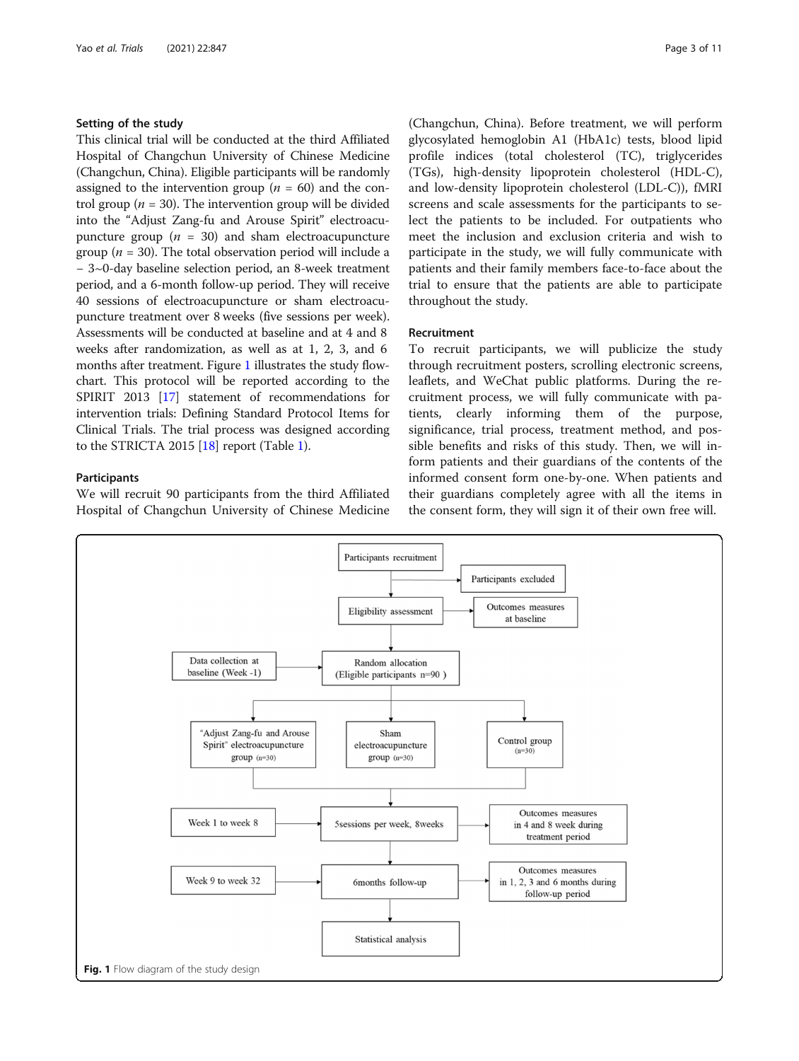### Setting of the study

This clinical trial will be conducted at the third Affiliated Hospital of Changchun University of Chinese Medicine (Changchun, China). Eligible participants will be randomly assigned to the intervention group ($n$ = 60) and the control group ($n$ = 30). The intervention group will be divided into the "Adjust Zang-fu and Arouse Spirit" electroacupuncture group ($n$ = 30) and sham electroacupuncture group ($n$ = 30). The total observation period will include a − 3~0-day baseline selection period, an 8-week treatment period, and a 6-month follow-up period. They will receive 40 sessions of electroacupuncture or sham electroacupuncture treatment over 8 weeks (five sessions per week). Assessments will be conducted at baseline and at 4 and 8 weeks after randomization, as well as at 1, 2, 3, and 6 months after treatment. Figure 1 illustrates the study flowchart. This protocol will be reported according to the SPIRIT 2013 [17] statement of recommendations for intervention trials: Defining Standard Protocol Items for Clinical Trials. The trial process was designed according to the STRICTA 2015 [18] report (Table 1).

### Participants

We will recruit 90 participants from the third Affiliated Hospital of Changchun University of Chinese Medicine (Changchun, China). Before treatment, we will perform glycosylated hemoglobin A1 (HbA1c) tests, blood lipid profile indices (total cholesterol (TC), triglycerides (TGs), high-density lipoprotein cholesterol (HDL-C), and low-density lipoprotein cholesterol (LDL-C)), fMRI screens and scale assessments for the participants to select the patients to be included. For outpatients who meet the inclusion and exclusion criteria and wish to participate in the study, we will fully communicate with patients and their family members face-to-face about the trial to ensure that the patients are able to participate throughout the study.

### Recruitment

To recruit participants, we will publicize the study through recruitment posters, scrolling electronic screens, leaflets, and WeChat public platforms. During the recruitment process, we will fully communicate with patients, clearly informing them of the purpose, significance, trial process, treatment method, and possible benefits and risks of this study. Then, we will inform patients and their guardians of the contents of the informed consent form one-by-one. When patients and their guardians completely agree with all the items in the consent form, they will sign it of their own free will.

```
Participants recruitment ──→ Participants excluded
        ↓
Eligibility assessment ──→ Outcomes measures at baseline
        ↓
Data collection at baseline (Week -1) ──→ Random allocation (Eligible participants n=90)
        ↓
"Adjust Zang-fu and Arouse Spirit" electroacupuncture group (n=30) | Sham electroacupuncture group (n=30) | Control group (n=30)
        ↓
Week 1 to week 8 ──→ 5sessions per week, 8weeks ──→ Outcomes measures in 4 and 8 week during treatment period
        ↓
Week 9 to week 32 ──→ 6months follow-up ──→ Outcomes measures in 1, 2, 3 and 6 months during follow-up period
        ↓
Statistical analysis
```

**Fig. 1** Flow diagram of the study design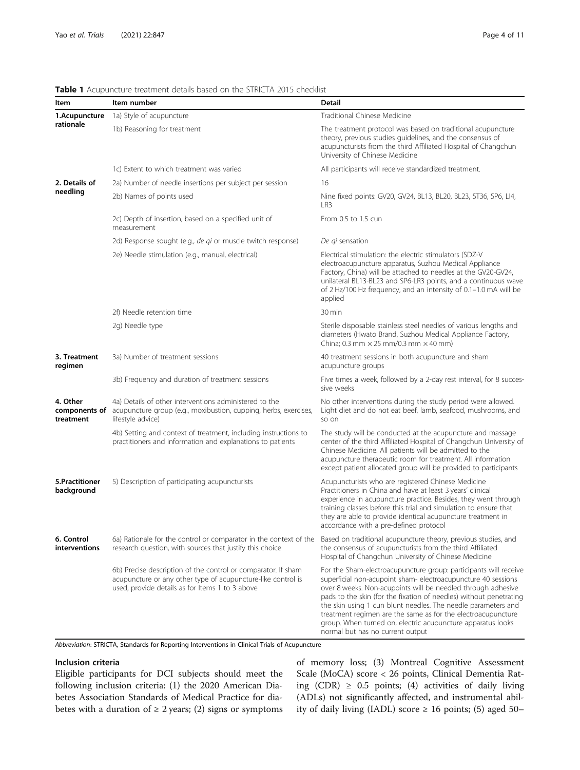**Table 1** Acupuncture treatment details based on the STRICTA 2015 checklist

| Item | Item number | Detail |
| --- | --- | --- |
| **1.Acupuncture rationale** | 1a) Style of acupuncture | Traditional Chinese Medicine |
| | 1b) Reasoning for treatment | The treatment protocol was based on traditional acupuncture theory, previous studies guidelines, and the consensus of acupuncturists from the third Affiliated Hospital of Changchun University of Chinese Medicine |
| | 1c) Extent to which treatment was varied | All participants will receive standardized treatment. |
| **2. Details of needling** | 2a) Number of needle insertions per subject per session | 16 |
| | 2b) Names of points used | Nine fixed points: GV20, GV24, BL13, BL20, BL23, ST36, SP6, LI4, LR3 |
| | 2c) Depth of insertion, based on a specified unit of measurement | From 0.5 to 1.5 cun |
| | 2d) Response sought (e.g., *de qi* or muscle twitch response) | *De qi* sensation |
| | 2e) Needle stimulation (e.g., manual, electrical) | Electrical stimulation: the electric stimulators (SDZ-V electroacupuncture apparatus, Suzhou Medical Appliance Factory, China) will be attached to needles at the GV20-GV24, unilateral BL13-BL23 and SP6-LR3 points, and a continuous wave of 2 Hz/100 Hz frequency, and an intensity of 0.1–1.0 mA will be applied |
| | 2f) Needle retention time | 30 min |
| | 2g) Needle type | Sterile disposable stainless steel needles of various lengths and diameters (Hwato Brand, Suzhou Medical Appliance Factory, China; 0.3 mm × 25 mm/0.3 mm × 40 mm) |
| **3. Treatment regimen** | 3a) Number of treatment sessions | 40 treatment sessions in both acupuncture and sham acupuncture groups |
| | 3b) Frequency and duration of treatment sessions | Five times a week, followed by a 2-day rest interval, for 8 successive weeks |
| **4. Other components of treatment** | 4a) Details of other interventions administered to the acupuncture group (e.g., moxibustion, cupping, herbs, exercises, lifestyle advice) | No other interventions during the study period were allowed. Light diet and do not eat beef, lamb, seafood, mushrooms, and so on |
| | 4b) Setting and context of treatment, including instructions to practitioners and information and explanations to patients | The study will be conducted at the acupuncture and massage center of the third Affiliated Hospital of Changchun University of Chinese Medicine. All patients will be admitted to the acupuncture therapeutic room for treatment. All information except patient allocated group will be provided to participants |
| **5.Practitioner background** | 5) Description of participating acupuncturists | Acupuncturists who are registered Chinese Medicine Practitioners in China and have at least 3 years' clinical experience in acupuncture practice. Besides, they went through training classes before this trial and simulation to ensure that they are able to provide identical acupuncture treatment in accordance with a pre-defined protocol |
| **6. Control interventions** | 6a) Rationale for the control or comparator in the context of the research question, with sources that justify this choice | Based on traditional acupuncture theory, previous studies, and the consensus of acupuncturists from the third Affiliated Hospital of Changchun University of Chinese Medicine |
| | 6b) Precise description of the control or comparator. If sham acupuncture or any other type of acupuncture-like control is used, provide details as for Items 1 to 3 above | For the Sham-electroacupuncture group: participants will receive superficial non-acupoint sham- electroacupuncture 40 sessions over 8 weeks. Non-acupoints will be needled through adhesive pads to the skin (for the fixation of needles) without penetrating the skin using 1 cun blunt needles. The needle parameters and treatment regimen are the same as for the electroacupuncture group. When turned on, electric acupuncture apparatus looks normal but has no current output |

*Abbreviation*: STRICTA, Standards for Reporting Interventions in Clinical Trials of Acupuncture

#### Inclusion criteria

Eligible participants for DCI subjects should meet the following inclusion criteria: (1) the 2020 American Diabetes Association Standards of Medical Practice for diabetes with a duration of ≥ 2 years; (2) signs or symptoms of memory loss; (3) Montreal Cognitive Assessment Scale (MoCA) score < 26 points, Clinical Dementia Rating (CDR) ≥ 0.5 points; (4) activities of daily living (ADLs) not significantly affected, and instrumental ability of daily living (IADL) score ≥ 16 points; (5) aged 50–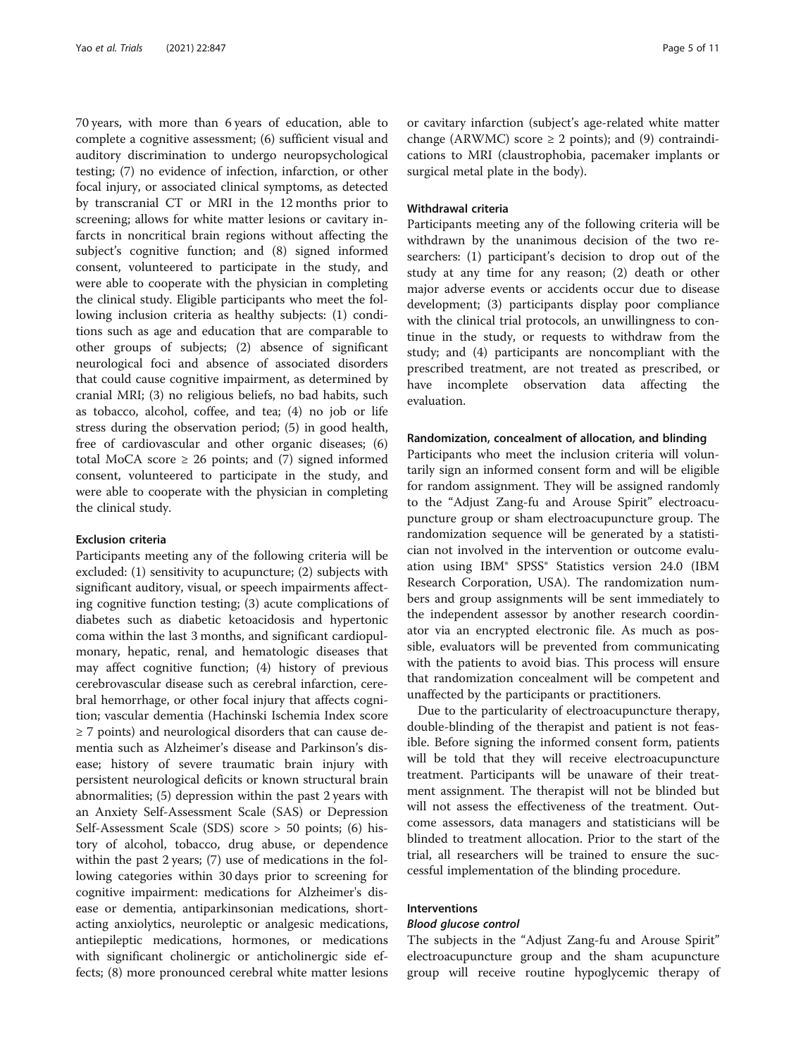70 years, with more than 6 years of education, able to complete a cognitive assessment; (6) sufficient visual and auditory discrimination to undergo neuropsychological testing; (7) no evidence of infection, infarction, or other focal injury, or associated clinical symptoms, as detected by transcranial CT or MRI in the 12 months prior to screening; allows for white matter lesions or cavitary infarcts in noncritical brain regions without affecting the subject's cognitive function; and (8) signed informed consent, volunteered to participate in the study, and were able to cooperate with the physician in completing the clinical study. Eligible participants who meet the following inclusion criteria as healthy subjects: (1) conditions such as age and education that are comparable to other groups of subjects; (2) absence of significant neurological foci and absence of associated disorders that could cause cognitive impairment, as determined by cranial MRI; (3) no religious beliefs, no bad habits, such as tobacco, alcohol, coffee, and tea; (4) no job or life stress during the observation period; (5) in good health, free of cardiovascular and other organic diseases; (6) total MoCA score ≥ 26 points; and (7) signed informed consent, volunteered to participate in the study, and were able to cooperate with the physician in completing the clinical study.

#### Exclusion criteria

Participants meeting any of the following criteria will be excluded: (1) sensitivity to acupuncture; (2) subjects with significant auditory, visual, or speech impairments affecting cognitive function testing; (3) acute complications of diabetes such as diabetic ketoacidosis and hypertonic coma within the last 3 months, and significant cardiopulmonary, hepatic, renal, and hematologic diseases that may affect cognitive function; (4) history of previous cerebrovascular disease such as cerebral infarction, cerebral hemorrhage, or other focal injury that affects cognition; vascular dementia (Hachinski Ischemia Index score ≥ 7 points) and neurological disorders that can cause dementia such as Alzheimer's disease and Parkinson's disease; history of severe traumatic brain injury with persistent neurological deficits or known structural brain abnormalities; (5) depression within the past 2 years with an Anxiety Self-Assessment Scale (SAS) or Depression Self-Assessment Scale (SDS) score > 50 points; (6) history of alcohol, tobacco, drug abuse, or dependence within the past 2 years; (7) use of medications in the following categories within 30 days prior to screening for cognitive impairment: medications for Alzheimer's disease or dementia, antiparkinsonian medications, short-acting anxiolytics, neuroleptic or analgesic medications, antiepileptic medications, hormones, or medications with significant cholinergic or anticholinergic side effects; (8) more pronounced cerebral white matter lesions or cavitary infarction (subject's age-related white matter change (ARWMC) score ≥ 2 points); and (9) contraindications to MRI (claustrophobia, pacemaker implants or surgical metal plate in the body).

#### Withdrawal criteria

Participants meeting any of the following criteria will be withdrawn by the unanimous decision of the two researchers: (1) participant's decision to drop out of the study at any time for any reason; (2) death or other major adverse events or accidents occur due to disease development; (3) participants display poor compliance with the clinical trial protocols, an unwillingness to continue in the study, or requests to withdraw from the study; and (4) participants are noncompliant with the prescribed treatment, are not treated as prescribed, or have incomplete observation data affecting the evaluation.

#### Randomization, concealment of allocation, and blinding

Participants who meet the inclusion criteria will voluntarily sign an informed consent form and will be eligible for random assignment. They will be assigned randomly to the "Adjust Zang-fu and Arouse Spirit" electroacupuncture group or sham electroacupuncture group. The randomization sequence will be generated by a statistician not involved in the intervention or outcome evaluation using IBM® SPSS® Statistics version 24.0 (IBM Research Corporation, USA). The randomization numbers and group assignments will be sent immediately to the independent assessor by another research coordinator via an encrypted electronic file. As much as possible, evaluators will be prevented from communicating with the patients to avoid bias. This process will ensure that randomization concealment will be competent and unaffected by the participants or practitioners.

Due to the particularity of electroacupuncture therapy, double-blinding of the therapist and patient is not feasible. Before signing the informed consent form, patients will be told that they will receive electroacupuncture treatment. Participants will be unaware of their treatment assignment. The therapist will not be blinded but will not assess the effectiveness of the treatment. Outcome assessors, data managers and statisticians will be blinded to treatment allocation. Prior to the start of the trial, all researchers will be trained to ensure the successful implementation of the blinding procedure.

### Interventions

#### *Blood glucose control*

The subjects in the "Adjust Zang-fu and Arouse Spirit" electroacupuncture group and the sham acupuncture group will receive routine hypoglycemic therapy of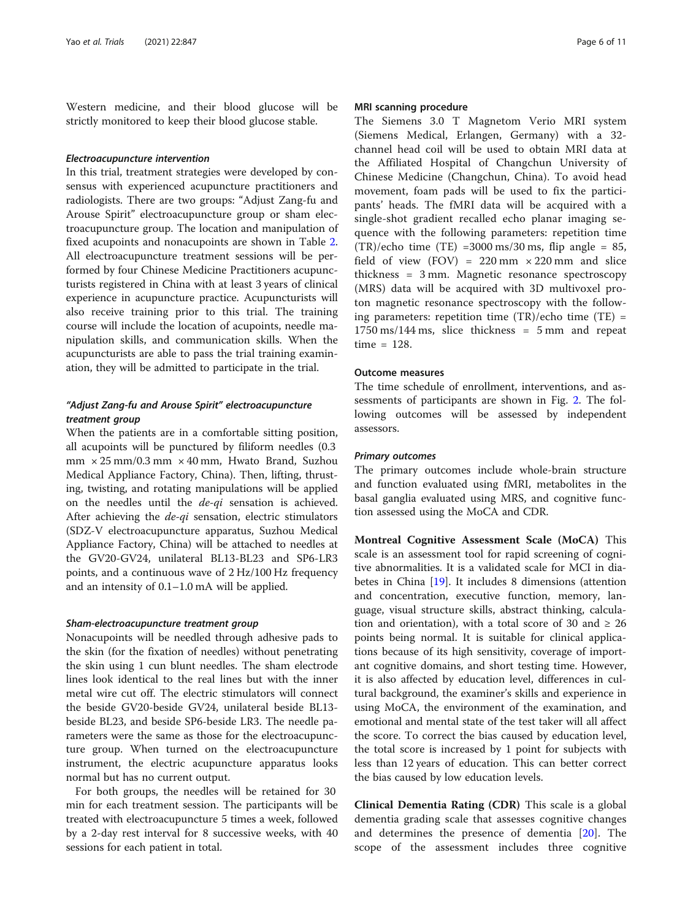Western medicine, and their blood glucose will be strictly monitored to keep their blood glucose stable.

#### *Electroacupuncture intervention*

In this trial, treatment strategies were developed by consensus with experienced acupuncture practitioners and radiologists. There are two groups: "Adjust Zang-fu and Arouse Spirit" electroacupuncture group or sham electroacupuncture group. The location and manipulation of fixed acupoints and nonacupoints are shown in Table 2. All electroacupuncture treatment sessions will be performed by four Chinese Medicine Practitioners acupuncturists registered in China with at least 3 years of clinical experience in acupuncture practice. Acupuncturists will also receive training prior to this trial. The training course will include the location of acupoints, needle manipulation skills, and communication skills. When the acupuncturists are able to pass the trial training examination, they will be admitted to participate in the trial.

#### *"Adjust Zang-fu and Arouse Spirit" electroacupuncture treatment group*

When the patients are in a comfortable sitting position, all acupoints will be punctured by filiform needles (0.3 mm × 25 mm/0.3 mm × 40 mm, Hwato Brand, Suzhou Medical Appliance Factory, China). Then, lifting, thrusting, twisting, and rotating manipulations will be applied on the needles until the *de-qi* sensation is achieved. After achieving the *de-qi* sensation, electric stimulators (SDZ-V electroacupuncture apparatus, Suzhou Medical Appliance Factory, China) will be attached to needles at the GV20-GV24, unilateral BL13-BL23 and SP6-LR3 points, and a continuous wave of 2 Hz/100 Hz frequency and an intensity of 0.1–1.0 mA will be applied.

#### *Sham-electroacupuncture treatment group*

Nonacupoints will be needled through adhesive pads to the skin (for the fixation of needles) without penetrating the skin using 1 cun blunt needles. The sham electrode lines look identical to the real lines but with the inner metal wire cut off. The electric stimulators will connect the beside GV20-beside GV24, unilateral beside BL13-beside BL23, and beside SP6-beside LR3. The needle parameters were the same as those for the electroacupuncture group. When turned on the electroacupuncture instrument, the electric acupuncture apparatus looks normal but has no current output.

For both groups, the needles will be retained for 30 min for each treatment session. The participants will be treated with electroacupuncture 5 times a week, followed by a 2-day rest interval for 8 successive weeks, with 40 sessions for each patient in total.

### MRI scanning procedure

The Siemens 3.0 T Magnetom Verio MRI system (Siemens Medical, Erlangen, Germany) with a 32-channel head coil will be used to obtain MRI data at the Affiliated Hospital of Changchun University of Chinese Medicine (Changchun, China). To avoid head movement, foam pads will be used to fix the participants' heads. The fMRI data will be acquired with a single-shot gradient recalled echo planar imaging sequence with the following parameters: repetition time (TR)/echo time (TE) =3000 ms/30 ms, flip angle = 85, field of view (FOV) = 220 mm × 220 mm and slice thickness = 3 mm. Magnetic resonance spectroscopy (MRS) data will be acquired with 3D multivoxel proton magnetic resonance spectroscopy with the following parameters: repetition time (TR)/echo time (TE) = 1750 ms/144 ms, slice thickness = 5 mm and repeat time = 128.

### Outcome measures

The time schedule of enrollment, interventions, and assessments of participants are shown in Fig. 2. The following outcomes will be assessed by independent assessors.

#### *Primary outcomes*

The primary outcomes include whole-brain structure and function evaluated using fMRI, metabolites in the basal ganglia evaluated using MRS, and cognitive function assessed using the MoCA and CDR.

**Montreal Cognitive Assessment Scale (MoCA)** This scale is an assessment tool for rapid screening of cognitive abnormalities. It is a validated scale for MCI in diabetes in China [19]. It includes 8 dimensions (attention and concentration, executive function, memory, language, visual structure skills, abstract thinking, calculation and orientation), with a total score of 30 and ≥ 26 points being normal. It is suitable for clinical applications because of its high sensitivity, coverage of important cognitive domains, and short testing time. However, it is also affected by education level, differences in cultural background, the examiner's skills and experience in using MoCA, the environment of the examination, and emotional and mental state of the test taker will all affect the score. To correct the bias caused by education level, the total score is increased by 1 point for subjects with less than 12 years of education. This can better correct the bias caused by low education levels.

**Clinical Dementia Rating (CDR)** This scale is a global dementia grading scale that assesses cognitive changes and determines the presence of dementia [20]. The scope of the assessment includes three cognitive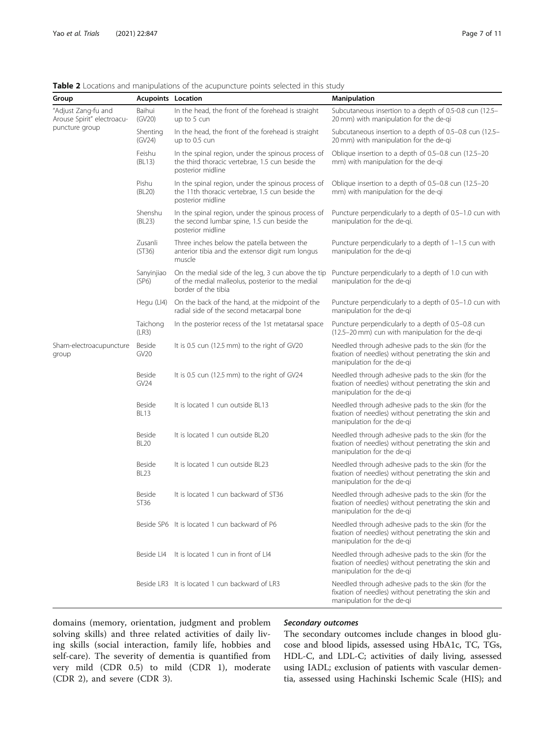**Table 2** Locations and manipulations of the acupuncture points selected in this study

| Group | Acupoints | Location | Manipulation |
| --- | --- | --- | --- |
| "Adjust Zang-fu and Arouse Spirit" electroacupuncture group | Baihui (GV20) | In the head, the front of the forehead is straight up to 5 cun | Subcutaneous insertion to a depth of 0.5-0.8 cun (12.5–20 mm) with manipulation for the de-qi |
| | Shenting (GV24) | In the head, the front of the forehead is straight up to 0.5 cun | Subcutaneous insertion to a depth of 0.5–0.8 cun (12.5–20 mm) with manipulation for the de-qi |
| | Feishu (BL13) | In the spinal region, under the spinous process of the third thoracic vertebrae, 1.5 cun beside the posterior midline | Oblique insertion to a depth of 0.5–0.8 cun (12.5–20 mm) with manipulation for the de-qi |
| | Pishu (BL20) | In the spinal region, under the spinous process of the 11th thoracic vertebrae, 1.5 cun beside the posterior midline | Oblique insertion to a depth of 0.5–0.8 cun (12.5–20 mm) with manipulation for the de-qi |
| | Shenshu (BL23) | In the spinal region, under the spinous process of the second lumbar spine, 1.5 cun beside the posterior midline | Puncture perpendicularly to a depth of 0.5–1.0 cun with manipulation for the de-qi. |
| | Zusanli (ST36) | Three inches below the patella between the anterior tibia and the extensor digit rum longus muscle | Puncture perpendicularly to a depth of 1–1.5 cun with manipulation for the de-qi |
| | Sanyinjiao (SP6) | On the medial side of the leg, 3 cun above the tip of the medial malleolus, posterior to the medial border of the tibia | Puncture perpendicularly to a depth of 1.0 cun with manipulation for the de-qi |
| | Hegu (LI4) | On the back of the hand, at the midpoint of the radial side of the second metacarpal bone | Puncture perpendicularly to a depth of 0.5–1.0 cun with manipulation for the de-qi |
| | Taichong (LR3) | In the posterior recess of the 1st metatarsal space | Puncture perpendicularly to a depth of 0.5–0.8 cun (12.5–20 mm) cun with manipulation for the de-qi |
| Sham-electroacupuncture group | Beside GV20 | It is 0.5 cun (12.5 mm) to the right of GV20 | Needled through adhesive pads to the skin (for the fixation of needles) without penetrating the skin and manipulation for the de-qi |
| | Beside GV24 | It is 0.5 cun (12.5 mm) to the right of GV24 | Needled through adhesive pads to the skin (for the fixation of needles) without penetrating the skin and manipulation for the de-qi |
| | Beside BL13 | It is located 1 cun outside BL13 | Needled through adhesive pads to the skin (for the fixation of needles) without penetrating the skin and manipulation for the de-qi |
| | Beside BL20 | It is located 1 cun outside BL20 | Needled through adhesive pads to the skin (for the fixation of needles) without penetrating the skin and manipulation for the de-qi |
| | Beside BL23 | It is located 1 cun outside BL23 | Needled through adhesive pads to the skin (for the fixation of needles) without penetrating the skin and manipulation for the de-qi |
| | Beside ST36 | It is located 1 cun backward of ST36 | Needled through adhesive pads to the skin (for the fixation of needles) without penetrating the skin and manipulation for the de-qi |
| | Beside SP6 | It is located 1 cun backward of P6 | Needled through adhesive pads to the skin (for the fixation of needles) without penetrating the skin and manipulation for the de-qi |
| | Beside LI4 | It is located 1 cun in front of LI4 | Needled through adhesive pads to the skin (for the fixation of needles) without penetrating the skin and manipulation for the de-qi |
| | Beside LR3 | It is located 1 cun backward of LR3 | Needled through adhesive pads to the skin (for the fixation of needles) without penetrating the skin and manipulation for the de-qi |

domains (memory, orientation, judgment and problem solving skills) and three related activities of daily living skills (social interaction, family life, hobbies and self-care). The severity of dementia is quantified from very mild (CDR 0.5) to mild (CDR 1), moderate (CDR 2), and severe (CDR 3).

### *Secondary outcomes*

The secondary outcomes include changes in blood glucose and blood lipids, assessed using HbA1c, TC, TGs, HDL-C, and LDL-C; activities of daily living, assessed using IADL; exclusion of patients with vascular dementia, assessed using Hachinski Ischemic Scale (HIS); and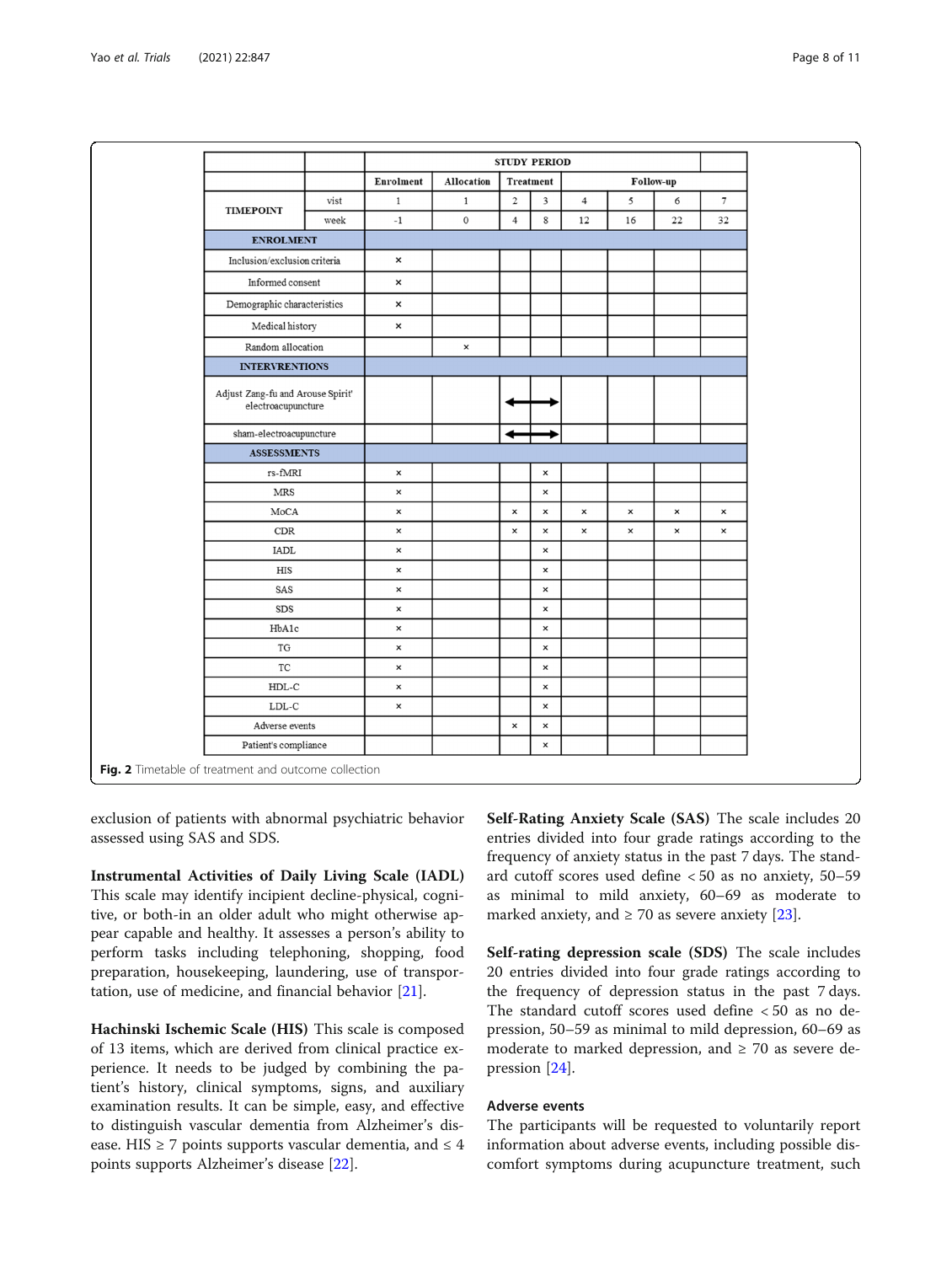| | | STUDY PERIOD | | | | | | | |
|---|---|---|---|---|---|---|---|---|---|
| | | Enrolment | Allocation | Treatment | | Follow-up | | | |
| TIMEPOINT | vist | 1 | 1 | 2 | 3 | 4 | 5 | 6 | 7 |
| | week | -1 | 0 | 4 | 8 | 12 | 16 | 22 | 32 |
| **ENROLMENT** | | | | | | | | | |
| Inclusion/exclusion criteria | | × | | | | | | | |
| Informed consent | | × | | | | | | | |
| Demographic characteristics | | × | | | | | | | |
| Medical history | | × | | | | | | | |
| Random allocation | | | × | | | | | | |
| **INTERVRENTIONS** | | | | | | | | | |
| Adjust Zang-fu and Arouse Spirit' electroacupuncture | | | | ⟷ | ⟷ | | | | |
| sham-electroacupuncture | | | | ⟷ | ⟷ | | | | |
| **ASSESSMENTS** | | | | | | | | | |
| rs-fMRI | | × | | | × | | | | |
| MRS | | × | | | × | | | | |
| MoCA | | × | | × | × | × | × | × | × |
| CDR | | × | | × | × | × | × | × | × |
| IADL | | × | | | × | | | | |
| HIS | | × | | | × | | | | |
| SAS | | × | | | × | | | | |
| SDS | | × | | | × | | | | |
| HbA1c | | × | | | × | | | | |
| TG | | × | | | × | | | | |
| TC | | × | | | × | | | | |
| HDL-C | | × | | | × | | | | |
| LDL-C | | × | | | × | | | | |
| Adverse events | | | | × | × | | | | |
| Patient's compliance | | | | | × | | | | |

**Fig. 2** Timetable of treatment and outcome collection

exclusion of patients with abnormal psychiatric behavior assessed using SAS and SDS.

**Instrumental Activities of Daily Living Scale (IADL)** This scale may identify incipient decline-physical, cognitive, or both-in an older adult who might otherwise appear capable and healthy. It assesses a person's ability to perform tasks including telephoning, shopping, food preparation, housekeeping, laundering, use of transportation, use of medicine, and financial behavior [21].

**Hachinski Ischemic Scale (HIS)** This scale is composed of 13 items, which are derived from clinical practice experience. It needs to be judged by combining the patient's history, clinical symptoms, signs, and auxiliary examination results. It can be simple, easy, and effective to distinguish vascular dementia from Alzheimer's disease. HIS ≥ 7 points supports vascular dementia, and ≤ 4 points supports Alzheimer's disease [22].

**Self-Rating Anxiety Scale (SAS)** The scale includes 20 entries divided into four grade ratings according to the frequency of anxiety status in the past 7 days. The standard cutoff scores used define < 50 as no anxiety, 50–59 as minimal to mild anxiety, 60–69 as moderate to marked anxiety, and ≥ 70 as severe anxiety [23].

**Self-rating depression scale (SDS)** The scale includes 20 entries divided into four grade ratings according to the frequency of depression status in the past 7 days. The standard cutoff scores used define < 50 as no depression, 50–59 as minimal to mild depression, 60–69 as moderate to marked depression, and ≥ 70 as severe depression [24].

### Adverse events

The participants will be requested to voluntarily report information about adverse events, including possible discomfort symptoms during acupuncture treatment, such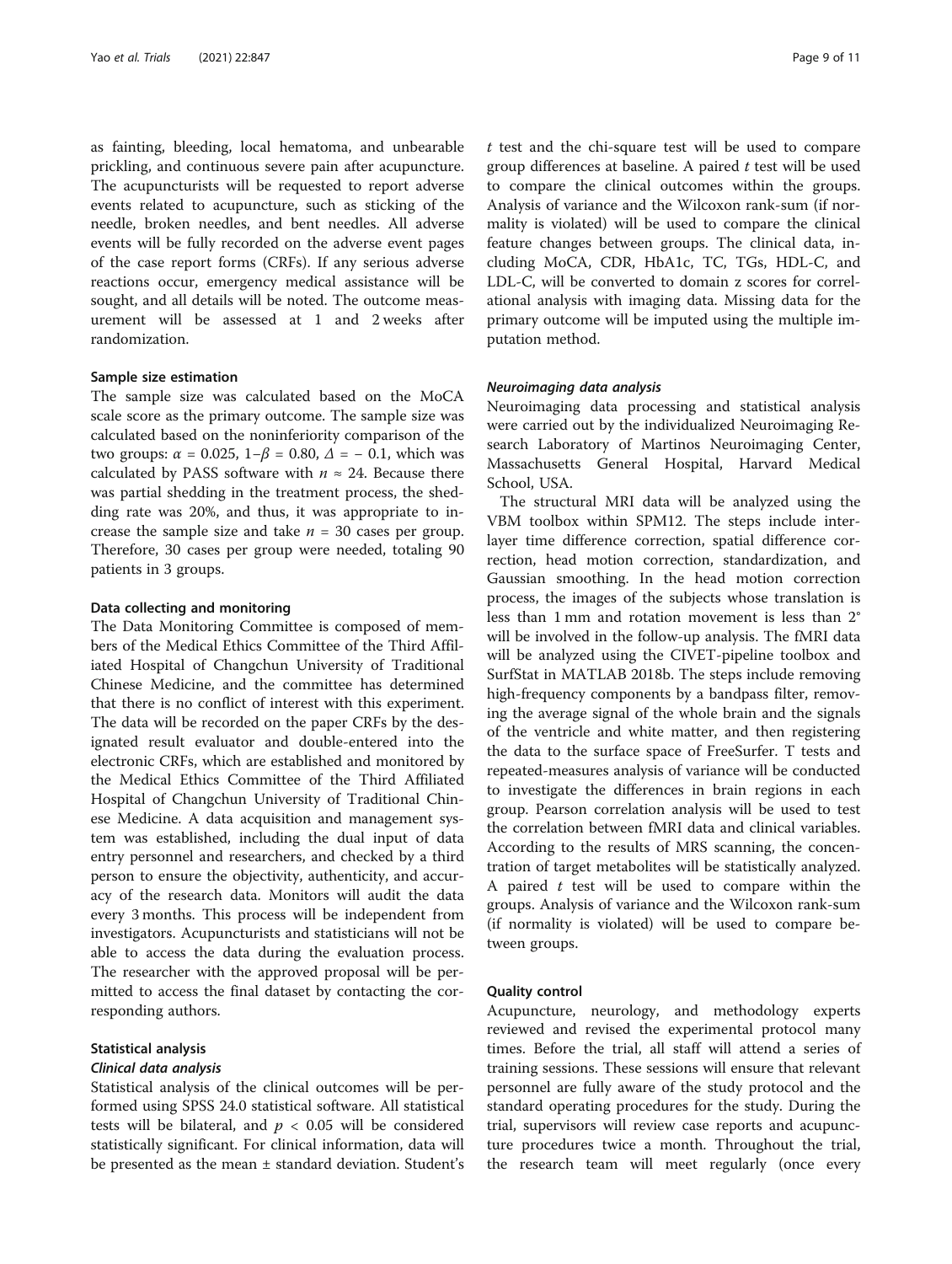as fainting, bleeding, local hematoma, and unbearable prickling, and continuous severe pain after acupuncture. The acupuncturists will be requested to report adverse events related to acupuncture, such as sticking of the needle, broken needles, and bent needles. All adverse events will be fully recorded on the adverse event pages of the case report forms (CRFs). If any serious adverse reactions occur, emergency medical assistance will be sought, and all details will be noted. The outcome measurement will be assessed at 1 and 2 weeks after randomization.

### Sample size estimation

The sample size was calculated based on the MoCA scale score as the primary outcome. The sample size was calculated based on the noninferiority comparison of the two groups: $\alpha = 0.025$, $1-\beta = 0.80$, $\Delta = -0.1$, which was calculated by PASS software with $n \approx 24$. Because there was partial shedding in the treatment process, the shedding rate was 20%, and thus, it was appropriate to increase the sample size and take $n = 30$ cases per group. Therefore, 30 cases per group were needed, totaling 90 patients in 3 groups.

### Data collecting and monitoring

The Data Monitoring Committee is composed of members of the Medical Ethics Committee of the Third Affiliated Hospital of Changchun University of Traditional Chinese Medicine, and the committee has determined that there is no conflict of interest with this experiment. The data will be recorded on the paper CRFs by the designated result evaluator and double-entered into the electronic CRFs, which are established and monitored by the Medical Ethics Committee of the Third Affiliated Hospital of Changchun University of Traditional Chinese Medicine. A data acquisition and management system was established, including the dual input of data entry personnel and researchers, and checked by a third person to ensure the objectivity, authenticity, and accuracy of the research data. Monitors will audit the data every 3 months. This process will be independent from investigators. Acupuncturists and statisticians will not be able to access the data during the evaluation process. The researcher with the approved proposal will be permitted to access the final dataset by contacting the corresponding authors.

### Statistical analysis

#### *Clinical data analysis*

Statistical analysis of the clinical outcomes will be performed using SPSS 24.0 statistical software. All statistical tests will be bilateral, and $p < 0.05$ will be considered statistically significant. For clinical information, data will be presented as the mean ± standard deviation. Student's $t$ test and the chi-square test will be used to compare group differences at baseline. A paired $t$ test will be used to compare the clinical outcomes within the groups. Analysis of variance and the Wilcoxon rank-sum (if normality is violated) will be used to compare the clinical feature changes between groups. The clinical data, including MoCA, CDR, HbA1c, TC, TGs, HDL-C, and LDL-C, will be converted to domain z scores for correlational analysis with imaging data. Missing data for the primary outcome will be imputed using the multiple imputation method.

#### *Neuroimaging data analysis*

Neuroimaging data processing and statistical analysis were carried out by the individualized Neuroimaging Research Laboratory of Martinos Neuroimaging Center, Massachusetts General Hospital, Harvard Medical School, USA.

The structural MRI data will be analyzed using the VBM toolbox within SPM12. The steps include interlayer time difference correction, spatial difference correction, head motion correction, standardization, and Gaussian smoothing. In the head motion correction process, the images of the subjects whose translation is less than 1 mm and rotation movement is less than 2° will be involved in the follow-up analysis. The fMRI data will be analyzed using the CIVET-pipeline toolbox and SurfStat in MATLAB 2018b. The steps include removing high-frequency components by a bandpass filter, removing the average signal of the whole brain and the signals of the ventricle and white matter, and then registering the data to the surface space of FreeSurfer. T tests and repeated-measures analysis of variance will be conducted to investigate the differences in brain regions in each group. Pearson correlation analysis will be used to test the correlation between fMRI data and clinical variables. According to the results of MRS scanning, the concentration of target metabolites will be statistically analyzed. A paired $t$ test will be used to compare within the groups. Analysis of variance and the Wilcoxon rank-sum (if normality is violated) will be used to compare between groups.

### Quality control

Acupuncture, neurology, and methodology experts reviewed and revised the experimental protocol many times. Before the trial, all staff will attend a series of training sessions. These sessions will ensure that relevant personnel are fully aware of the study protocol and the standard operating procedures for the study. During the trial, supervisors will review case reports and acupuncture procedures twice a month. Throughout the trial, the research team will meet regularly (once every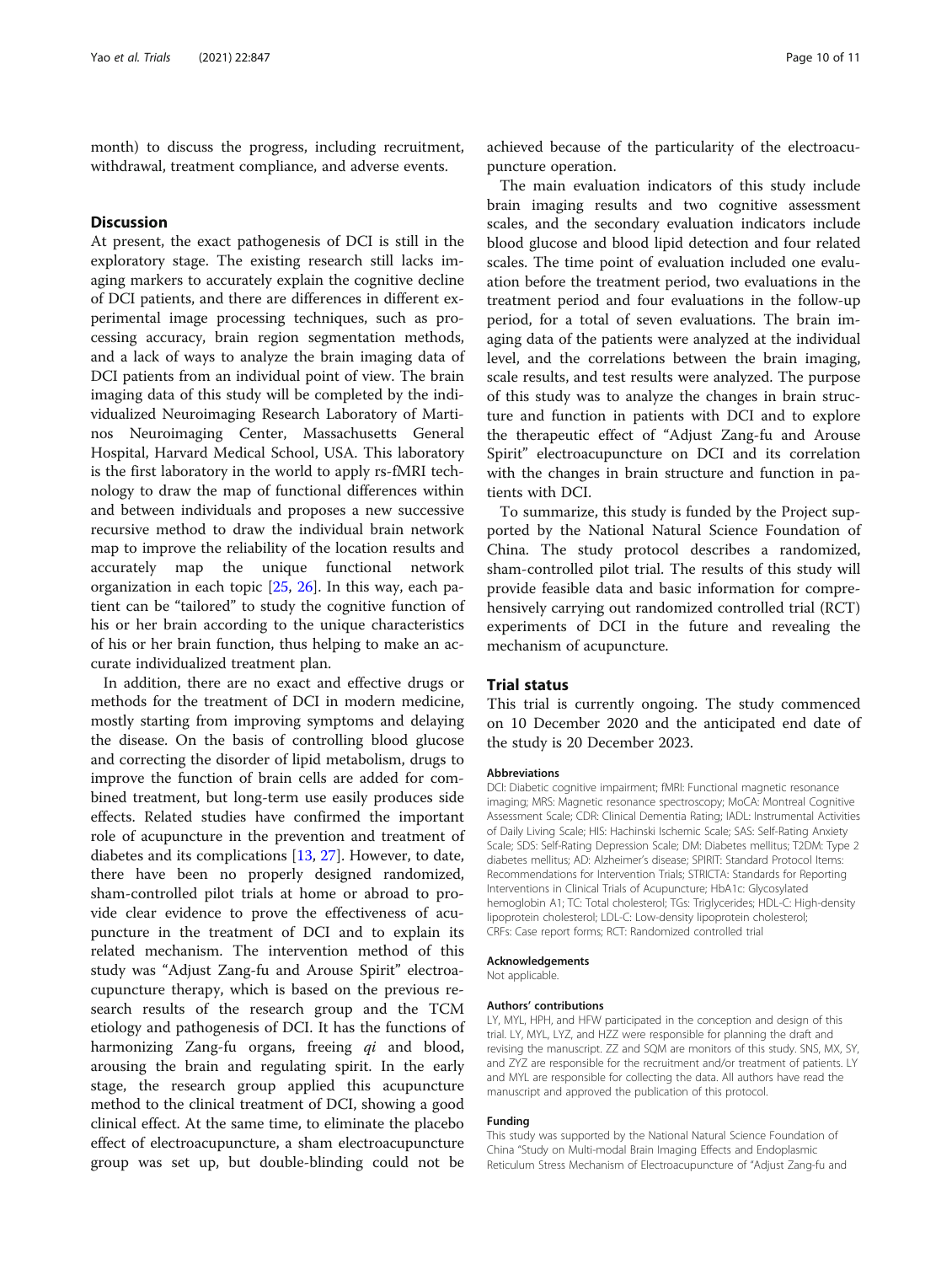month) to discuss the progress, including recruitment, withdrawal, treatment compliance, and adverse events.

## Discussion

At present, the exact pathogenesis of DCI is still in the exploratory stage. The existing research still lacks imaging markers to accurately explain the cognitive decline of DCI patients, and there are differences in different experimental image processing techniques, such as processing accuracy, brain region segmentation methods, and a lack of ways to analyze the brain imaging data of DCI patients from an individual point of view. The brain imaging data of this study will be completed by the individualized Neuroimaging Research Laboratory of Martinos Neuroimaging Center, Massachusetts General Hospital, Harvard Medical School, USA. This laboratory is the first laboratory in the world to apply rs-fMRI technology to draw the map of functional differences within and between individuals and proposes a new successive recursive method to draw the individual brain network map to improve the reliability of the location results and accurately map the unique functional network organization in each topic [25, 26]. In this way, each patient can be "tailored" to study the cognitive function of his or her brain according to the unique characteristics of his or her brain function, thus helping to make an accurate individualized treatment plan.

In addition, there are no exact and effective drugs or methods for the treatment of DCI in modern medicine, mostly starting from improving symptoms and delaying the disease. On the basis of controlling blood glucose and correcting the disorder of lipid metabolism, drugs to improve the function of brain cells are added for combined treatment, but long-term use easily produces side effects. Related studies have confirmed the important role of acupuncture in the prevention and treatment of diabetes and its complications [13, 27]. However, to date, there have been no properly designed randomized, sham-controlled pilot trials at home or abroad to provide clear evidence to prove the effectiveness of acupuncture in the treatment of DCI and to explain its related mechanism. The intervention method of this study was "Adjust Zang-fu and Arouse Spirit" electroacupuncture therapy, which is based on the previous research results of the research group and the TCM etiology and pathogenesis of DCI. It has the functions of harmonizing Zang-fu organs, freeing *qi* and blood, arousing the brain and regulating spirit. In the early stage, the research group applied this acupuncture method to the clinical treatment of DCI, showing a good clinical effect. At the same time, to eliminate the placebo effect of electroacupuncture, a sham electroacupuncture group was set up, but double-blinding could not be achieved because of the particularity of the electroacupuncture operation.

The main evaluation indicators of this study include brain imaging results and two cognitive assessment scales, and the secondary evaluation indicators include blood glucose and blood lipid detection and four related scales. The time point of evaluation included one evaluation before the treatment period, two evaluations in the treatment period and four evaluations in the follow-up period, for a total of seven evaluations. The brain imaging data of the patients were analyzed at the individual level, and the correlations between the brain imaging, scale results, and test results were analyzed. The purpose of this study was to analyze the changes in brain structure and function in patients with DCI and to explore the therapeutic effect of "Adjust Zang-fu and Arouse Spirit" electroacupuncture on DCI and its correlation with the changes in brain structure and function in patients with DCI.

To summarize, this study is funded by the Project supported by the National Natural Science Foundation of China. The study protocol describes a randomized, sham-controlled pilot trial. The results of this study will provide feasible data and basic information for comprehensively carrying out randomized controlled trial (RCT) experiments of DCI in the future and revealing the mechanism of acupuncture.

## Trial status

This trial is currently ongoing. The study commenced on 10 December 2020 and the anticipated end date of the study is 20 December 2023.

#### Abbreviations

DCI: Diabetic cognitive impairment; fMRI: Functional magnetic resonance imaging; MRS: Magnetic resonance spectroscopy; MoCA: Montreal Cognitive Assessment Scale; CDR: Clinical Dementia Rating; IADL: Instrumental Activities of Daily Living Scale; HIS: Hachinski Ischemic Scale; SAS: Self-Rating Anxiety Scale; SDS: Self-Rating Depression Scale; DM: Diabetes mellitus; T2DM: Type 2 diabetes mellitus; AD: Alzheimer's disease; SPIRIT: Standard Protocol Items: Recommendations for Intervention Trials; STRICTA: Standards for Reporting Interventions in Clinical Trials of Acupuncture; HbA1c: Glycosylated hemoglobin A1; TC: Total cholesterol; TGs: Triglycerides; HDL-C: High-density lipoprotein cholesterol; LDL-C: Low-density lipoprotein cholesterol; CRFs: Case report forms; RCT: Randomized controlled trial

#### Acknowledgements

Not applicable.

#### Authors' contributions

LY, MYL, HPH, and HFW participated in the conception and design of this trial. LY, MYL, LYZ, and HZZ were responsible for planning the draft and revising the manuscript. ZZ and SQM are monitors of this study. SNS, MX, SY, and ZYZ are responsible for the recruitment and/or treatment of patients. LY and MYL are responsible for collecting the data. All authors have read the manuscript and approved the publication of this protocol.

#### Funding

This study was supported by the National Natural Science Foundation of China "Study on Multi-modal Brain Imaging Effects and Endoplasmic Reticulum Stress Mechanism of Electroacupuncture of "Adjust Zang-fu and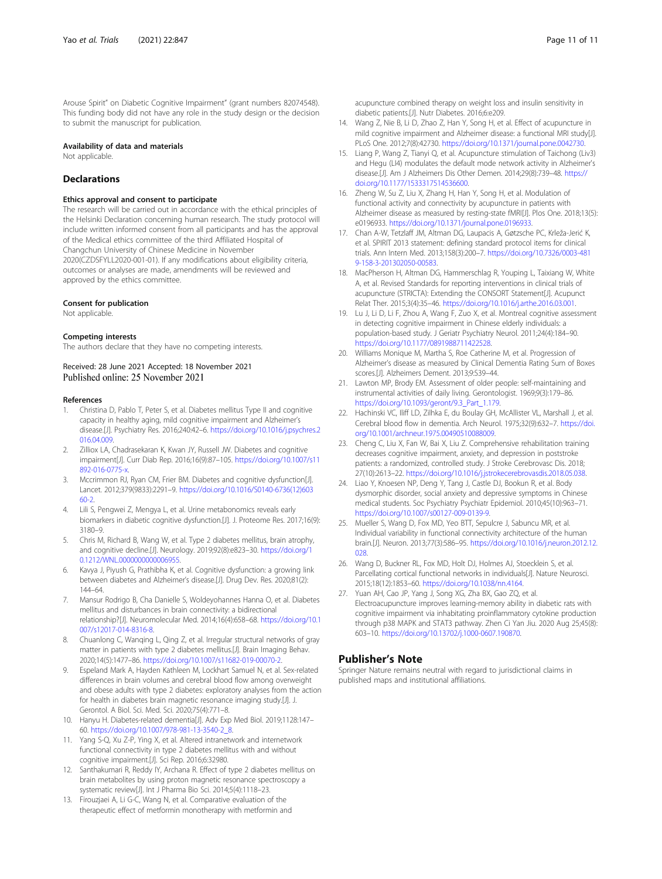Arouse Spirit" on Diabetic Cognitive Impairment" (grant numbers 82074548). This funding body did not have any role in the study design or the decision to submit the manuscript for publication.

### Availability of data and materials

Not applicable.

## Declarations

### Ethics approval and consent to participate

The research will be carried out in accordance with the ethical principles of the Helsinki Declaration concerning human research. The study protocol will include written informed consent from all participants and has the approval of the Medical ethics committee of the third Affiliated Hospital of Changchun University of Chinese Medicine in November 2020(CZDSFYLL2020-001-01). If any modifications about eligibility criteria, outcomes or analyses are made, amendments will be reviewed and approved by the ethics committee.

### Consent for publication

Not applicable.

### Competing interests

The authors declare that they have no competing interests.

Received: 28 June 2021 Accepted: 18 November 2021
Published online: 25 November 2021

### References

1. Christina D, Pablo T, Peter S, et al. Diabetes mellitus Type II and cognitive capacity in healthy aging, mild cognitive impairment and Alzheimer's disease.[J]. Psychiatry Res. 2016;240:42–6. https://doi.org/10.1016/j.psychres.2016.04.009.
2. Zilliox LA, Chadrasekaran K, Kwan JY, Russell JW. Diabetes and cognitive impairment[J]. Curr Diab Rep. 2016;16(9):87–105. https://doi.org/10.1007/s11892-016-0775-x.
3. Mccrimmon RJ, Ryan CM, Frier BM. Diabetes and cognitive dysfunction[J]. Lancet. 2012;379(9833):2291–9. https://doi.org/10.1016/S0140-6736(12)60360-2.
4. Lili S, Pengwei Z, Mengya L, et al. Urine metabonomics reveals early biomarkers in diabetic cognitive dysfunction.[J]. J. Proteome Res. 2017;16(9):3180–9.
5. Chris M, Richard B, Wang W, et al. Type 2 diabetes mellitus, brain atrophy, and cognitive decline.[J]. Neurology. 2019;92(8):e823–30. https://doi.org/10.1212/WNL.0000000000006955.
6. Kavya J, Piyush G, Prathibha K, et al. Cognitive dysfunction: a growing link between diabetes and Alzheimer's disease.[J]. Drug Dev. Res. 2020;81(2):144–64.
7. Mansur Rodrigo B, Cha Danielle S, Woldeyohannes Hanna O, et al. Diabetes mellitus and disturbances in brain connectivity: a bidirectional relationship?[J]. Neuromolecular Med. 2014;16(4):658–68. https://doi.org/10.1007/s12017-014-8316-8.
8. Chuanlong C, Wanqing L, Qing Z, et al. Irregular structural networks of gray matter in patients with type 2 diabetes mellitus.[J]. Brain Imaging Behav. 2020;14(5):1477–86. https://doi.org/10.1007/s11682-019-00070-2.
9. Espeland Mark A, Hayden Kathleen M, Lockhart Samuel N, et al. Sex-related differences in brain volumes and cerebral blood flow among overweight and obese adults with type 2 diabetes: exploratory analyses from the action for health in diabetes brain magnetic resonance imaging study.[J]. J. Gerontol. A Biol. Sci. Med. Sci. 2020;75(4):771–8.
10. Hanyu H. Diabetes-related dementia[J]. Adv Exp Med Biol. 2019;1128:147–60. https://doi.org/10.1007/978-981-13-3540-2_8.
11. Yang S-Q, Xu Z-P, Ying X, et al. Altered intranetwork and internetwork functional connectivity in type 2 diabetes mellitus with and without cognitive impairment.[J]. Sci Rep. 2016;6:32980.
12. Santhakumari R, Reddy IY, Archana R. Effect of type 2 diabetes mellitus on brain metabolites by using proton magnetic resonance spectroscopy a systematic review[J]. Int J Pharma Bio Sci. 2014;5(4):1118–23.
13. Firouzjaei A, Li G-C, Wang N, et al. Comparative evaluation of the therapeutic effect of metformin monotherapy with metformin and acupuncture combined therapy on weight loss and insulin sensitivity in diabetic patients.[J]. Nutr Diabetes. 2016;6:e209.
14. Wang Z, Nie B, Li D, Zhao Z, Han Y, Song H, et al. Effect of acupuncture in mild cognitive impairment and Alzheimer disease: a functional MRI study[J]. PLoS One. 2012;7(8):42730. https://doi.org/10.1371/journal.pone.0042730.
15. Liang P, Wang Z, Tianyi Q, et al. Acupuncture stimulation of Taichong (Liv3) and Hegu (LI4) modulates the default mode network activity in Alzheimer's disease.[J]. Am J Alzheimers Dis Other Demen. 2014;29(8):739–48. https://doi.org/10.1177/1533317514536600.
16. Zheng W, Su Z, Liu X, Zhang H, Han Y, Song H, et al. Modulation of functional activity and connectivity by acupuncture in patients with Alzheimer disease as measured by resting-state fMRI[J]. Plos One. 2018;13(5):e0196933. https://doi.org/10.1371/journal.pone.0196933.
17. Chan A-W, Tetzlaff JM, Altman DG, Laupacis A, Gøtzsche PC, Krleža-Jerić K, et al. SPIRIT 2013 statement: defining standard protocol items for clinical trials. Ann Intern Med. 2013;158(3):200–7. https://doi.org/10.7326/0003-4819-158-3-201302050-00583.
18. MacPherson H, Altman DG, Hammerschlag R, Youping L, Taixiang W, White A, et al. Revised Standards for reporting interventions in clinical trials of acupuncture (STRICTA): Extending the CONSORT Statement[J]. Acupunct Relat Ther. 2015;3(4):35–46. https://doi.org/10.1016/j.arthe.2016.03.001.
19. Lu J, Li D, Li F, Zhou A, Wang F, Zuo X, et al. Montreal cognitive assessment in detecting cognitive impairment in Chinese elderly individuals: a population-based study. J Geriatr Psychiatry Neurol. 2011;24(4):184–90. https://doi.org/10.1177/0891988711422528.
20. Williams Monique M, Martha S, Roe Catherine M, et al. Progression of Alzheimer's disease as measured by Clinical Dementia Rating Sum of Boxes scores.[J]. Alzheimers Dement. 2013;9:S39–44.
21. Lawton MP, Brody EM. Assessment of older people: self-maintaining and instrumental activities of daily living. Gerontologist. 1969;9(3):179–86. https://doi.org/10.1093/geront/9.3_Part_1.179.
22. Hachinski VC, Iliff LD, Zilhka E, du Boulay GH, McAllister VL, Marshall J, et al. Cerebral blood flow in dementia. Arch Neurol. 1975;32(9):632–7. https://doi.org/10.1001/archneur.1975.00490510088009.
23. Cheng C, Liu X, Fan W, Bai X, Liu Z. Comprehensive rehabilitation training decreases cognitive impairment, anxiety, and depression in poststroke patients: a randomized, controlled study. J Stroke Cerebrovasc Dis. 2018;27(10):2613–22. https://doi.org/10.1016/j.jstrokecerebrovasdis.2018.05.038.
24. Liao Y, Knoesen NP, Deng Y, Tang J, Castle DJ, Bookun R, et al. Body dysmorphic disorder, social anxiety and depressive symptoms in Chinese medical students. Soc Psychiatry Psychiatr Epidemiol. 2010;45(10):963–71. https://doi.org/10.1007/s00127-009-0139-9.
25. Mueller S, Wang D, Fox MD, Yeo BTT, Sepulcre J, Sabuncu MR, et al. Individual variability in functional connectivity architecture of the human brain.[J]. Neuron. 2013;77(3):586–95. https://doi.org/10.1016/j.neuron.2012.12.028.
26. Wang D, Buckner RL, Fox MD, Holt DJ, Holmes AJ, Stoecklein S, et al. Parcellating cortical functional networks in individuals[J]. Nature Neurosci. 2015;18(12):1853–60. https://doi.org/10.1038/nn.4164.
27. Yuan AH, Cao JP, Yang J, Song XG, Zha BX, Gao ZQ, et al. Electroacupuncture improves learning-memory ability in diabetic rats with cognitive impairment via inhabitating proinflammatory cytokine production through p38 MAPK and STAT3 pathway. Zhen Ci Yan Jiu. 2020 Aug 25;45(8):603–10. https://doi.org/10.13702/j.1000-0607.190870.

## Publisher's Note

Springer Nature remains neutral with regard to jurisdictional claims in published maps and institutional affiliations.